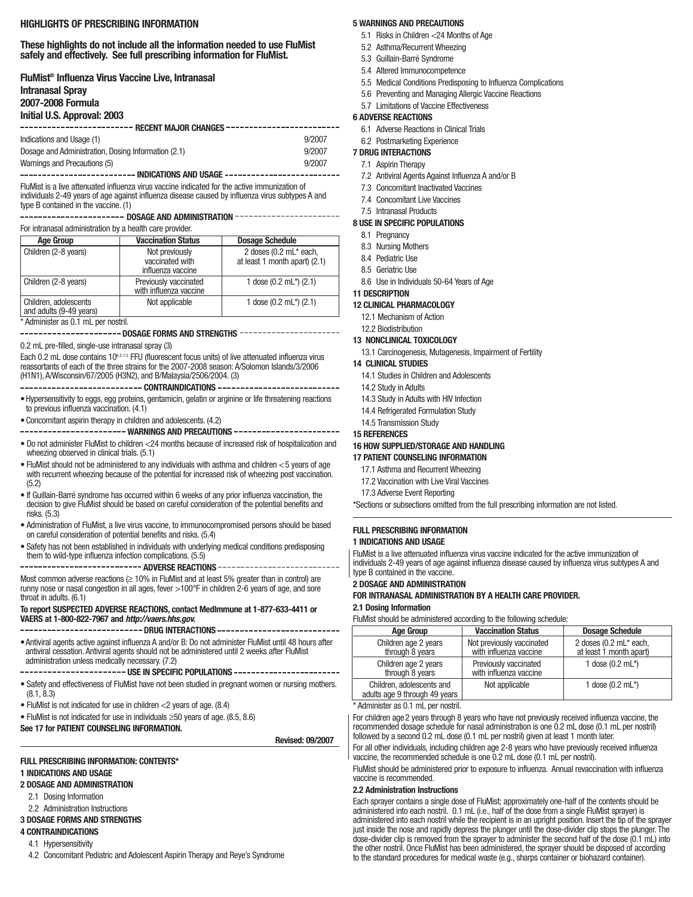## HIGHLIGHTS OF PRESCRIBING INFORMATION

**These highlights do not include all the information needed to use FluMist safely and effectively. See full prescribing information for FluMist.**

**FluMist® Influenza Virus Vaccine Live, Intranasal**
**Intranasal Spray**
**2007-2008 Formula**
**Initial U.S. Approval: 2003**

### RECENT MAJOR CHANGES

| | |
|---|---|
| Indications and Usage (1) | 9/2007 |
| Dosage and Administration, Dosing Information (2.1) | 9/2007 |
| Warnings and Precautions (5) | 9/2007 |

### INDICATIONS AND USAGE

FluMist is a live attenuated influenza virus vaccine indicated for the active immunization of individuals 2-49 years of age against influenza disease caused by influenza virus subtypes A and type B contained in the vaccine. (1)

### DOSAGE AND ADMINISTRATION

For intranasal administration by a health care provider.

| Age Group | Vaccination Status | Dosage Schedule |
|---|---|---|
| Children (2-8 years) | Not previously vaccinated with influenza vaccine | 2 doses (0.2 mL* each, at least 1 month apart) (2.1) |
| Children (2-8 years) | Previously vaccinated with influenza vaccine | 1 dose (0.2 mL*) (2.1) |
| Children, adolescents and adults (9-49 years) | Not applicable | 1 dose (0.2 mL*) (2.1) |

* Administer as 0.1 mL per nostril.

### DOSAGE FORMS AND STRENGTHS

0.2 mL pre-filled, single-use intranasal spray (3)

Each 0.2 mL dose contains $10^{6.5\text{-}7.5}$ FFU (fluorescent focus units) of live attenuated influenza virus reassortants of each of the three strains for the 2007-2008 season: A/Solomon Islands/3/2006 (H1N1), A/Wisconsin/67/2005 (H3N2), and B/Malaysia/2506/2004. (3)

### CONTRAINDICATIONS

- Hypersensitivity to eggs, egg proteins, gentamicin, gelatin or arginine or life threatening reactions to previous influenza vaccination. (4.1)
- Concomitant aspirin therapy in children and adolescents. (4.2)

### WARNINGS AND PRECAUTIONS

- Do not administer FluMist to children <24 months because of increased risk of hospitalization and wheezing observed in clinical trials. (5.1)
- FluMist should not be administered to any individuals with asthma and children <5 years of age with recurrent wheezing because of the potential for increased risk of wheezing post vaccination. (5.2)
- If Guillain-Barré syndrome has occurred within 6 weeks of any prior influenza vaccination, the decision to give FluMist should be based on careful consideration of the potential benefits and risks. (5.3)
- Administration of FluMist, a live virus vaccine, to immunocompromised persons should be based on careful consideration of potential benefits and risks. (5.4)
- Safety has not been established in individuals with underlying medical conditions predisposing them to wild-type influenza infection complications. (5.5)

### ADVERSE REACTIONS

Most common adverse reactions (≥ 10% in FluMist and at least 5% greater than in control) are runny nose or nasal congestion in all ages, fever >100°F in children 2-6 years of age, and sore throat in adults. (6.1)

**To report SUSPECTED ADVERSE REACTIONS, contact MedImmune at 1-877-633-4411 or VAERS at 1-800-822-7967 and *http://vaers.hhs.gov.***

### DRUG INTERACTIONS

- Antiviral agents active against influenza A and/or B: Do not administer FluMist until 48 hours after antiviral cessation. Antiviral agents should not be administered until 2 weeks after FluMist administration unless medically necessary. (7.2)

### USE IN SPECIFIC POPULATIONS

- Safety and effectiveness of FluMist have not been studied in pregnant women or nursing mothers. (8.1, 8.3)
- FluMist is not indicated for use in children <2 years of age. (8.4)
- FluMist is not indicated for use in individuals ≥50 years of age. (8.5, 8.6)

**See 17 for PATIENT COUNSELING INFORMATION.**

**Revised: 09/2007**

## FULL PRESCRIBING INFORMATION: CONTENTS*

**1 INDICATIONS AND USAGE**
**2 DOSAGE AND ADMINISTRATION**
- 2.1 Dosing Information
- 2.2 Administration Instructions

**3 DOSAGE FORMS AND STRENGTHS**
**4 CONTRAINDICATIONS**
- 4.1 Hypersensitivity
- 4.2 Concomitant Pediatric and Adolescent Aspirin Therapy and Reye's Syndrome

**5 WARNINGS AND PRECAUTIONS**
- 5.1 Risks in Children <24 Months of Age
- 5.2 Asthma/Recurrent Wheezing
- 5.3 Guillain-Barré Syndrome
- 5.4 Altered Immunocompetence
- 5.5 Medical Conditions Predisposing to Influenza Complications
- 5.6 Preventing and Managing Allergic Vaccine Reactions
- 5.7 Limitations of Vaccine Effectiveness

**6 ADVERSE REACTIONS**
- 6.1 Adverse Reactions in Clinical Trials
- 6.2 Postmarketing Experience

**7 DRUG INTERACTIONS**
- 7.1 Aspirin Therapy
- 7.2 Antiviral Agents Against Influenza A and/or B
- 7.3 Concomitant Inactivated Vaccines
- 7.4 Concomitant Live Vaccines
- 7.5 Intranasal Products

**8 USE IN SPECIFIC POPULATIONS**
- 8.1 Pregnancy
- 8.3 Nursing Mothers
- 8.4 Pediatric Use
- 8.5 Geriatric Use
- 8.6 Use in Individuals 50-64 Years of Age

**11 DESCRIPTION**
**12 CLINICAL PHARMACOLOGY**
- 12.1 Mechanism of Action
- 12.2 Biodistribution

**13 NONCLINICAL TOXICOLOGY**
- 13.1 Carcinogenesis, Mutagenesis, Impairment of Fertility

**14 CLINICAL STUDIES**
- 14.1 Studies in Children and Adolescents
- 14.2 Study in Adults
- 14.3 Study in Adults with HIV Infection
- 14.4 Refrigerated Formulation Study
- 14.5 Transmission Study

**15 REFERENCES**
**16 HOW SUPPLIED/STORAGE AND HANDLING**
**17 PATIENT COUNSELING INFORMATION**
- 17.1 Asthma and Recurrent Wheezing
- 17.2 Vaccination with Live Viral Vaccines
- 17.3 Adverse Event Reporting

*Sections or subsections omitted from the full prescribing information are not listed.

## FULL PRESCRIBING INFORMATION

### 1 INDICATIONS AND USAGE

FluMist is a live attenuated influenza virus vaccine indicated for the active immunization of individuals 2-49 years of age against influenza disease caused by influenza virus subtypes A and type B contained in the vaccine.

### 2 DOSAGE AND ADMINISTRATION

**FOR INTRANASAL ADMINISTRATION BY A HEALTH CARE PROVIDER.**

#### 2.1 Dosing Information

FluMist should be administered according to the following schedule:

| Age Group | Vaccination Status | Dosage Schedule |
|---|---|---|
| Children age 2 years through 8 years | Not previously vaccinated with influenza vaccine | 2 doses (0.2 mL* each, at least 1 month apart) |
| Children age 2 years through 8 years | Previously vaccinated with influenza vaccine | 1 dose (0.2 mL*) |
| Children, adolescents and adults age 9 through 49 years | Not applicable | 1 dose (0.2 mL*) |

* Administer as 0.1 mL per nostril.

For children age 2 years through 8 years who have not previously received influenza vaccine, the recommended dosage schedule for nasal administration is one 0.2 mL dose (0.1 mL per nostril) followed by a second 0.2 mL dose (0.1 mL per nostril) given at least 1 month later.

For all other individuals, including children age 2-8 years who have previously received influenza vaccine, the recommended schedule is one 0.2 mL dose (0.1 mL per nostril).

FluMist should be administered prior to exposure to influenza. Annual revaccination with influenza vaccine is recommended.

#### 2.2 Administration Instructions

Each sprayer contains a single dose of FluMist; approximately one-half of the contents should be administered into each nostril. 0.1 mL (i.e., half of the dose from a single FluMist sprayer) is administered into each nostril while the recipient is in an upright position. Insert the tip of the sprayer just inside the nose and rapidly depress the plunger until the dose-divider clip stops the plunger. The dose-divider clip is removed from the sprayer to administer the second half of the dose (0.1 mL) into the other nostril. Once FluMist has been administered, the sprayer should be disposed of according to the standard procedures for medical waste (e.g., sharps container or biohazard container).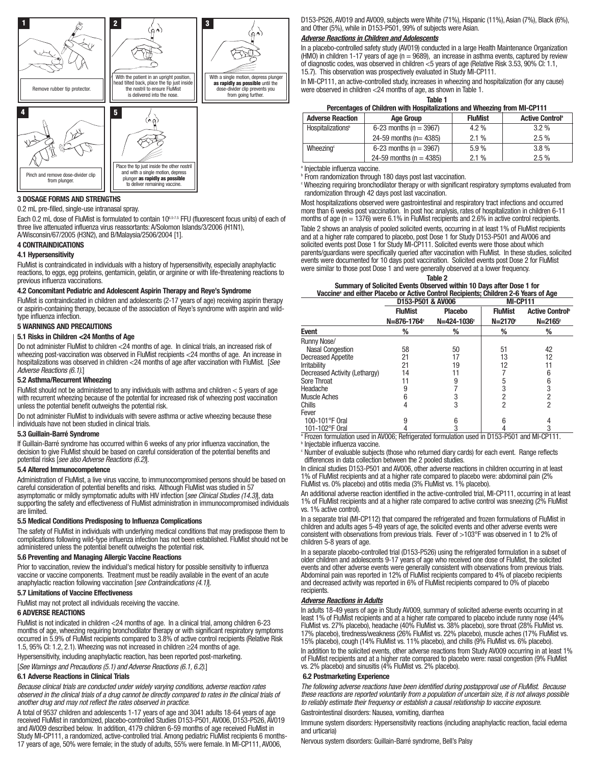1 Remove rubber tip protector.

2 With the patient in an upright position, head tilted back, place the tip just inside the nostril to ensure FluMist is delivered into the nose.

3 With a single motion, depress plunger **as rapidly as possible** until the dose-divider clip prevents you from going further.

4 Pinch and remove dose-divider clip from plunger.

5 Place the tip just inside the other nostril and with a single motion, depress plunger **as rapidly as possible** to deliver remaining vaccine.

## 3 DOSAGE FORMS AND STRENGTHS

0.2 mL pre-filled, single-use intranasal spray.

Each 0.2 mL dose of FluMist is formulated to contain $10^{6.5-7.5}$ FFU (fluorescent focus units) of each of three live attenuated influenza virus reassortants: A/Solomon Islands/3/2006 (H1N1), A/Wisconsin/67/2005 (H3N2), and B/Malaysia/2506/2004 [1].

## 4 CONTRAINDICATIONS

### 4.1 Hypersensitivity

FluMist is contraindicated in individuals with a history of hypersensitivity, especially anaphylactic reactions, to eggs, egg proteins, gentamicin, gelatin, or arginine or with life-threatening reactions to previous influenza vaccinations.

### 4.2 Concomitant Pediatric and Adolescent Aspirin Therapy and Reye's Syndrome

FluMist is contraindicated in children and adolescents (2-17 years of age) receiving aspirin therapy or aspirin-containing therapy, because of the association of Reye's syndrome with aspirin and wild-type influenza infection.

## 5 WARNINGS AND PRECAUTIONS

### 5.1 Risks in Children <24 Months of Age

Do not administer FluMist to children <24 months of age. In clinical trials, an increased risk of wheezing post-vaccination was observed in FluMist recipients <24 months of age. An increase in hospitalizations was observed in children <24 months of age after vaccination with FluMist. [*See Adverse Reactions (6.1).*]

### 5.2 Asthma/Recurrent Wheezing

FluMist should not be administered to any individuals with asthma and children < 5 years of age with recurrent wheezing because of the potential for increased risk of wheezing post vaccination unless the potential benefit outweighs the potential risk.

Do not administer FluMist to individuals with severe asthma or active wheezing because these individuals have not been studied in clinical trials.

### 5.3 Guillain-Barré Syndrome

If Guillain-Barré syndrome has occurred within 6 weeks of any prior influenza vaccination, the decision to give FluMist should be based on careful consideration of the potential benefits and potential risks [*see also Adverse Reactions (6.2)*].

### 5.4 Altered Immunocompetence

Administration of FluMist, a live virus vaccine, to immunocompromised persons should be based on careful consideration of potential benefits and risks. Although FluMist was studied in 57 asymptomatic or mildly symptomatic adults with HIV infection [*see Clinical Studies (14.3)*], data supporting the safety and effectiveness of FluMist administration in immunocompromised individuals are limited.

### 5.5 Medical Conditions Predisposing to Influenza Complications

The safety of FluMist in individuals with underlying medical conditions that may predispose them to complications following wild-type influenza infection has not been established. FluMist should not be administered unless the potential benefit outweighs the potential risk.

### 5.6 Preventing and Managing Allergic Vaccine Reactions

Prior to vaccination, review the individual's medical history for possible sensitivity to influenza vaccine or vaccine components. Treatment must be readily available in the event of an acute anaphylactic reaction following vaccination [*see Contraindications (4.1)*].

### 5.7 Limitations of Vaccine Effectiveness

FluMist may not protect all individuals receiving the vaccine.

## 6 ADVERSE REACTIONS

FluMist is not indicated in children <24 months of age. In a clinical trial, among children 6-23 months of age, wheezing requiring bronchodilator therapy or with significant respiratory symptoms occurred in 5.9% of FluMist recipients compared to 3.8% of active control recipients (Relative Risk 1.5, 95% CI: 1.2, 2.1). Wheezing was not increased in children ≥24 months of age.

Hypersensitivity, including anaphylactic reaction, has been reported post-marketing.

[*See Warnings and Precautions (5.1) and Adverse Reactions (6.1, 6.2).*]

### 6.1 Adverse Reactions in Clinical Trials

*Because clinical trials are conducted under widely varying conditions, adverse reaction rates observed in the clinical trials of a drug cannot be directly compared to rates in the clinical trials of another drug and may not reflect the rates observed in practice.*

A total of 9537 children and adolescents 1-17 years of age and 3041 adults 18-64 years of age received FluMist in randomized, placebo-controlled Studies D153-P501, AV006, D153-P526, AV019 and AV009 described below. In addition, 4179 children 6-59 months of age received FluMist in Study MI-CP111, a randomized, active-controlled trial. Among pediatric FluMist recipients 6 months-17 years of age, 50% were female; in the study of adults, 55% were female. In MI-CP111, AV006, D153-P526, AV019 and AV009, subjects were White (71%), Hispanic (11%), Asian (7%), Black (6%), and Other (5%), while in D153-P501, 99% of subjects were Asian.

***Adverse Reactions in Children and Adolescents***

In a placebo-controlled safety study (AV019) conducted in a large Health Maintenance Organization (HMO) in children 1-17 years of age (n = 9689), an increase in asthma events, captured by review of diagnostic codes, was observed in children <5 years of age (Relative Risk 3.53, 90% CI: 1.1, 15.7). This observation was prospectively evaluated in Study MI-CP111.

In MI-CP111, an active-controlled study, increases in wheezing and hospitalization (for any cause) were observed in children <24 months of age, as shown in Table 1.

**Table 1**
**Percentages of Children with Hospitalizations and Wheezing from MI-CP111**

| Adverse Reaction | Age Group | FluMist | Active Control[a] |
|---|---|---|---|
| Hospitalizations[b] | 6-23 months (n = 3967) | 4.2 % | 3.2 % |
| | 24-59 months (n= 4385) | 2.1 % | 2.5 % |
| Wheezing[c] | 6-23 months (n = 3967) | 5.9 % | 3.8 % |
| | 24-59 months (n = 4385) | 2.1 % | 2.5 % |

[a] Injectable influenza vaccine.
[b] From randomization through 180 days post last vaccination.
[c] Wheezing requiring bronchodilator therapy or with significant respiratory symptoms evaluated from randomization through 42 days post last vaccination.

Most hospitalizations observed were gastrointestinal and respiratory tract infections and occurred more than 6 weeks post vaccination. In post hoc analysis, rates of hospitalization in children 6-11 months of age (n = 1376) were 6.1% in FluMist recipients and 2.6% in active control recipients.

Table 2 shows an analysis of pooled solicited events, occurring in at least 1% of FluMist recipients and at a higher rate compared to placebo, post Dose 1 for Study D153-P501 and AV006 and solicited events post Dose 1 for Study MI-CP111. Solicited events were those about which parents/guardians were specifically queried after vaccination with FluMist. In these studies, solicited events were documented for 10 days post vaccination. Solicited events post Dose 2 for FluMist were similar to those post Dose 1 and were generally observed at a lower frequency.

**Table 2**
**Summary of Solicited Events Observed within 10 Days after Dose 1 for Vaccine[a] and either Placebo or Active Control Recipients; Children 2-6 Years of Age**

| | D153-P501 & AV006 | | MI-CP111 | |
|---|---|---|---|---|
| | FluMist | Placebo | FluMist | Active Control[b] |
| | N=876-1764[c] | N=424-1036[c] | N=2170[c] | N=2165[c] |
| **Event** | **%** | **%** | **%** | **%** |
| Runny Nose/ Nasal Congestion | 58 | 50 | 51 | 42 |
| Decreased Appetite | 21 | 17 | 13 | 12 |
| Irritability | 21 | 19 | 12 | 11 |
| Decreased Activity (Lethargy) | 14 | 11 | 7 | 6 |
| Sore Throat | 11 | 9 | 5 | 6 |
| Headache | 9 | 7 | 3 | 3 |
| Muscle Aches | 6 | 3 | 2 | 2 |
| Chills | 4 | 3 | 2 | 2 |
| Fever | | | | |
| 100-101°F Oral | 9 | 6 | 6 | 4 |
| 101-102°F Oral | 4 | 3 | 4 | 3 |

[a] Frozen formulation used in AV006; Refrigerated formulation used in D153-P501 and MI-CP111.
[b] Injectable influenza vaccine.
[c] Number of evaluable subjects (those who returned diary cards) for each event. Range reflects differences in data collection between the 2 pooled studies.

In clinical studies D153-P501 and AV006, other adverse reactions in children occurring in at least 1% of FluMist recipients and at a higher rate compared to placebo were: abdominal pain (2% FluMist vs. 0% placebo) and otitis media (3% FluMist vs. 1% placebo).

An additional adverse reaction identified in the active-controlled trial, MI-CP111, occurring in at least 1% of FluMist recipients and at a higher rate compared to active control was sneezing (2% FluMist vs. 1% active control).

In a separate trial (MI-CP112) that compared the refrigerated and frozen formulations of FluMist in children and adults ages 5-49 years of age, the solicited events and other adverse events were consistent with observations from previous trials. Fever of >103°F was observed in 1 to 2% of children 5-8 years of age.

In a separate placebo-controlled trial (D153-P526) using the refrigerated formulation in a subset of older children and adolescents 9-17 years of age who received one dose of FluMist, the solicited events and other adverse events were generally consistent with observations from previous trials. Abdominal pain was reported in 12% of FluMist recipients compared to 4% of placebo recipients and decreased activity was reported in 6% of FluMist recipients compared to 0% of placebo recipients.

***Adverse Reactions in Adults***

In adults 18-49 years of age in Study AV009, summary of solicited adverse events occurring in at least 1% of FluMist recipients and at a higher rate compared to placebo include runny nose (44% FluMist vs. 27% placebo), headache (40% FluMist vs. 38% placebo), sore throat (28% FluMist vs. 17% placebo), tiredness/weakness (26% FluMist vs. 22% placebo), muscle aches (17% FluMist vs. 15% placebo), cough (14% FluMist vs. 11% placebo), and chills (9% FluMist vs. 6% placebo).

In addition to the solicited events, other adverse reactions from Study AV009 occurring in at least 1% of FluMist recipients and at a higher rate compared to placebo were: nasal congestion (9% FluMist vs. 2% placebo) and sinusitis (4% FluMist vs. 2% placebo).

### 6.2 Postmarketing Experience

*The following adverse reactions have been identified during postapproval use of FluMist. Because these reactions are reported voluntarily from a population of uncertain size, it is not always possible to reliably estimate their frequency or establish a causal relationship to vaccine exposure.*

Gastrointestinal disorders: Nausea, vomiting, diarrhea

Immune system disorders: Hypersensitivity reactions (including anaphylactic reaction, facial edema and urticaria)

Nervous system disorders: Guillain-Barré syndrome, Bell's Palsy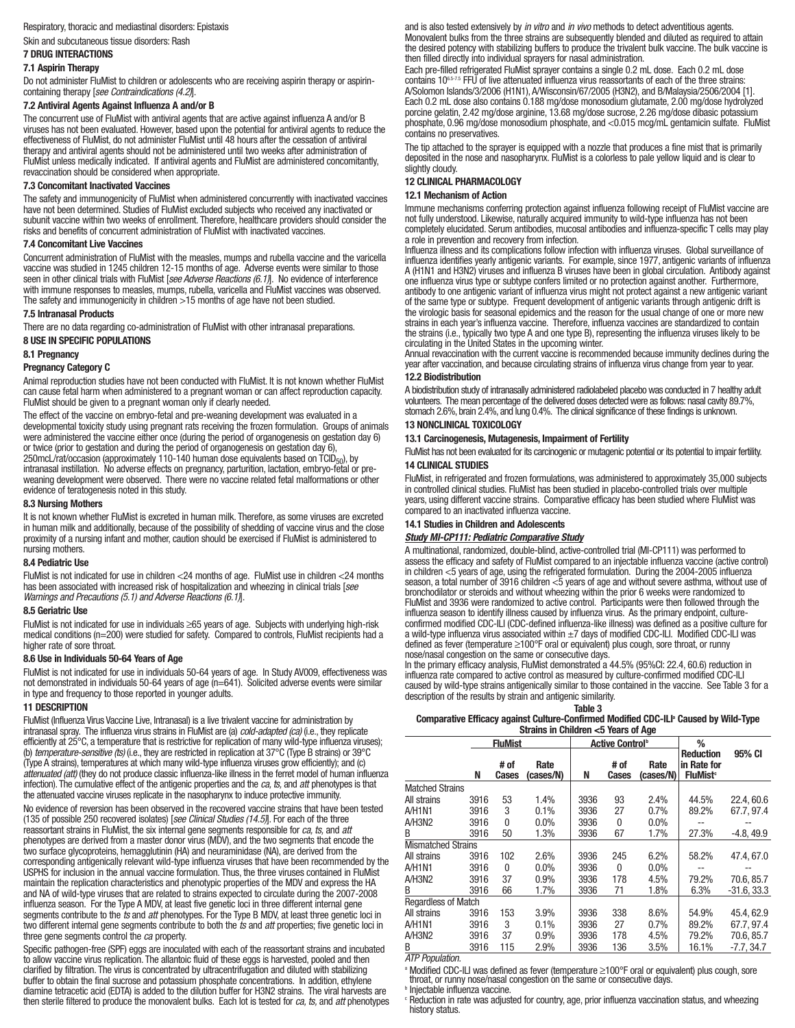Respiratory, thoracic and mediastinal disorders: Epistaxis

Skin and subcutaneous tissue disorders: Rash

## 7 DRUG INTERACTIONS

### 7.1 Aspirin Therapy

Do not administer FluMist to children or adolescents who are receiving aspirin therapy or aspirin-containing therapy [*see Contraindications (4.2)*].

### 7.2 Antiviral Agents Against Influenza A and/or B

The concurrent use of FluMist with antiviral agents that are active against influenza A and/or B viruses has not been evaluated. However, based upon the potential for antiviral agents to reduce the effectiveness of FluMist, do not administer FluMist until 48 hours after the cessation of antiviral therapy and antiviral agents should not be administered until two weeks after administration of FluMist unless medically indicated. If antiviral agents and FluMist are administered concomitantly, revaccination should be considered when appropriate.

### 7.3 Concomitant Inactivated Vaccines

The safety and immunogenicity of FluMist when administered concurrently with inactivated vaccines have not been determined. Studies of FluMist excluded subjects who received any inactivated or subunit vaccine within two weeks of enrollment. Therefore, healthcare providers should consider the risks and benefits of concurrent administration of FluMist with inactivated vaccines.

### 7.4 Concomitant Live Vaccines

Concurrent administration of FluMist with the measles, mumps and rubella vaccine and the varicella vaccine was studied in 1245 children 12-15 months of age. Adverse events were similar to those seen in other clinical trials with FluMist [*see Adverse Reactions (6.1)*]. No evidence of interference with immune responses to measles, mumps, rubella, varicella and FluMist vaccines was observed. The safety and immunogenicity in children >15 months of age have not been studied.

### 7.5 Intranasal Products

There are no data regarding co-administration of FluMist with other intranasal preparations.

## 8 USE IN SPECIFIC POPULATIONS

### 8.1 Pregnancy

**Pregnancy Category C**

Animal reproduction studies have not been conducted with FluMist. It is not known whether FluMist can cause fetal harm when administered to a pregnant woman or can affect reproduction capacity. FluMist should be given to a pregnant woman only if clearly needed.

The effect of the vaccine on embryo-fetal and pre-weaning development was evaluated in a developmental toxicity study using pregnant rats receiving the frozen formulation. Groups of animals were administered the vaccine either once (during the period of organogenesis on gestation day 6) or twice (prior to gestation and during the period of organogenesis on gestation day 6), 250mcL/rat/occasion (approximately 110-140 human dose equivalents based on $TCID_{50}$), by intranasal instillation. No adverse effects on pregnancy, parturition, lactation, embryo-fetal or pre-weaning development were observed. There were no vaccine related fetal malformations or other evidence of teratogenesis noted in this study.

### 8.3 Nursing Mothers

It is not known whether FluMist is excreted in human milk. Therefore, as some viruses are excreted in human milk and additionally, because of the possibility of shedding of vaccine virus and the close proximity of a nursing infant and mother, caution should be exercised if FluMist is administered to nursing mothers.

### 8.4 Pediatric Use

FluMist is not indicated for use in children <24 months of age. FluMist use in children <24 months has been associated with increased risk of hospitalization and wheezing in clinical trials [*see Warnings and Precautions (5.1) and Adverse Reactions (6.1)*].

### 8.5 Geriatric Use

FluMist is not indicated for use in individuals ≥65 years of age. Subjects with underlying high-risk medical conditions (n=200) were studied for safety. Compared to controls, FluMist recipients had a higher rate of sore throat.

### 8.6 Use in Individuals 50-64 Years of Age

FluMist is not indicated for use in individuals 50-64 years of age. In Study AV009, effectiveness was not demonstrated in individuals 50-64 years of age (n=641). Solicited adverse events were similar in type and frequency to those reported in younger adults.

## 11 DESCRIPTION

FluMist (Influenza Virus Vaccine Live, Intranasal) is a live trivalent vaccine for administration by intranasal spray. The influenza virus strains in FluMist are (a) *cold-adapted (ca)* (i.e., they replicate efficiently at 25°C, a temperature that is restrictive for replication of many wild-type influenza viruses); (b) *temperature-sensitive (ts)* (i.e., they are restricted in replication at 37°C (Type B strains) or 39°C (Type A strains), temperatures at which many wild-type influenza viruses grow efficiently); and (c) *attenuated (att)* (they do not produce classic influenza-like illness in the ferret model of human influenza infection). The cumulative effect of the antigenic properties and the *ca, ts,* and *att* phenotypes is that the attenuated vaccine viruses replicate in the nasopharynx to induce protective immunity.

No evidence of reversion has been observed in the recovered vaccine strains that have been tested (135 of possible 250 recovered isolates) [*see Clinical Studies (14.5)*]. For each of the three reassortant strains in FluMist, the six internal gene segments responsible for *ca, ts,* and *att* phenotypes are derived from a master donor virus (MDV), and the two segments that encode the two surface glycoproteins, hemagglutinin (HA) and neuraminidase (NA), are derived from the corresponding antigenically relevant wild-type influenza viruses that have been recommended by the USPHS for inclusion in the annual vaccine formulation. Thus, the three viruses contained in FluMist maintain the replication characteristics and phenotypic properties of the MDV and express the HA and NA of wild-type viruses that are related to strains expected to circulate during the 2007-2008 influenza season. For the Type A MDV, at least five genetic loci in three different internal gene segments contribute to the *ts* and *att* phenotypes. For the Type B MDV, at least three genetic loci in two different internal gene segments contribute to both the *ts* and *att* properties; five genetic loci in three gene segments control the *ca* property.

Specific pathogen-free (SPF) eggs are inoculated with each of the reassortant strains and incubated to allow vaccine virus replication. The allantoic fluid of these eggs is harvested, pooled and then clarified by filtration. The virus is concentrated by ultracentrifugation and diluted with stabilizing buffer to obtain the final sucrose and potassium phosphate concentrations. In addition, ethylene diamine tetracetic acid (EDTA) is added to the dilution buffer for H3N2 strains. The viral harvests are then sterile filtered to produce the monovalent bulks. Each lot is tested for *ca, ts,* and *att* phenotypes and is also tested extensively by *in vitro* and *in vivo* methods to detect adventitious agents. Monovalent bulks from the three strains are subsequently blended and diluted as required to attain the desired potency with stabilizing buffers to produce the trivalent bulk vaccine. The bulk vaccine is then filled directly into individual sprayers for nasal administration.

Each pre-filled refrigerated FluMist sprayer contains a single 0.2 mL dose. Each 0.2 mL dose contains $10^{6.5-7.5}$ FFU of live attenuated influenza virus reassortants of each of the three strains: A/Solomon Islands/3/2006 (H1N1), A/Wisconsin/67/2005 (H3N2), and B/Malaysia/2506/2004 [1]. Each 0.2 mL dose also contains 0.188 mg/dose monosodium glutamate, 2.00 mg/dose hydrolyzed porcine gelatin, 2.42 mg/dose arginine, 13.68 mg/dose sucrose, 2.26 mg/dose dibasic potassium phosphate, 0.96 mg/dose monosodium phosphate, and <0.015 mcg/mL gentamicin sulfate. FluMist contains no preservatives.

The tip attached to the sprayer is equipped with a nozzle that produces a fine mist that is primarily deposited in the nose and nasopharynx. FluMist is a colorless to pale yellow liquid and is clear to slightly cloudy.

## 12 CLINICAL PHARMACOLOGY

### 12.1 Mechanism of Action

Immune mechanisms conferring protection against influenza following receipt of FluMist vaccine are not fully understood. Likewise, naturally acquired immunity to wild-type influenza has not been completely elucidated. Serum antibodies, mucosal antibodies and influenza-specific T cells may play a role in prevention and recovery from infection.

Influenza illness and its complications follow infection with influenza viruses. Global surveillance of influenza identifies yearly antigenic variants. For example, since 1977, antigenic variants of influenza A (H1N1 and H3N2) viruses and influenza B viruses have been in global circulation. Antibody against one influenza virus type or subtype confers limited or no protection against another. Furthermore, antibody to one antigenic variant of influenza virus might not protect against a new antigenic variant of the same type or subtype. Frequent development of antigenic variants through antigenic drift is the virologic basis for seasonal epidemics and the reason for the usual change of one or more new strains in each year's influenza vaccine. Therefore, influenza vaccines are standardized to contain the strains (i.e., typically two type A and one type B), representing the influenza viruses likely to be circulating in the United States in the upcoming winter.

Annual revaccination with the current vaccine is recommended because immunity declines during the year after vaccination, and because circulating strains of influenza virus change from year to year.

### 12.2 Biodistribution

A biodistribution study of intranasally administered radiolabeled placebo was conducted in 7 healthy adult volunteers. The mean percentage of the delivered doses detected were as follows: nasal cavity 89.7%, stomach 2.6%, brain 2.4%, and lung 0.4%. The clinical significance of these findings is unknown.

## 13 NONCLINICAL TOXICOLOGY

### 13.1 Carcinogenesis, Mutagenesis, Impairment of Fertility

FluMist has not been evaluated for its carcinogenic or mutagenic potential or its potential to impair fertility.

## 14 CLINICAL STUDIES

FluMist, in refrigerated and frozen formulations, was administered to approximately 35,000 subjects in controlled clinical studies. FluMist has been studied in placebo-controlled trials over multiple years, using different vaccine strains. Comparative efficacy has been studied where FluMist was compared to an inactivated influenza vaccine.

### 14.1 Studies in Children and Adolescents

***Study MI-CP111: Pediatric Comparative Study***

A multinational, randomized, double-blind, active-controlled trial (MI-CP111) was performed to assess the efficacy and safety of FluMist compared to an injectable influenza vaccine (active control) in children <5 years of age, using the refrigerated formulation. During the 2004-2005 influenza season, a total number of 3916 children <5 years of age and without severe asthma, without use of bronchodilator or steroids and without wheezing within the prior 6 weeks were randomized to FluMist and 3936 were randomized to active control. Participants were then followed through the influenza season to identify illness caused by influenza virus. As the primary endpoint, culture-confirmed modified CDC-ILI (CDC-defined influenza-like illness) was defined as a positive culture for a wild-type influenza virus associated within ±7 days of modified CDC-ILI. Modified CDC-ILI was defined as fever (temperature ≥100°F oral or equivalent) plus cough, sore throat, or runny nose/nasal congestion on the same or consecutive days.

In the primary efficacy analysis, FluMist demonstrated a 44.5% (95%CI: 22.4, 60.6) reduction in influenza rate compared to active control as measured by culture-confirmed modified CDC-ILI caused by wild-type strains antigenically similar to those contained in the vaccine. See Table 3 for a description of the results by strain and antigenic similarity.

**Table 3**
**Comparative Efficacy against Culture-Confirmed Modified CDC-ILI[a] Caused by Wild-Type Strains in Children <5 Years of Age**

| | FluMist | | | Active Control[b] | | | % Reduction in Rate for FluMist[c] | 95% CI |
|---|---|---|---|---|---|---|---|---|
| | N | # of Cases | Rate (cases/N) | N | # of Cases | Rate (cases/N) | | |
| Matched Strains | | | | | | | | |
| All strains | 3916 | 53 | 1.4% | 3936 | 93 | 2.4% | 44.5% | 22.4, 60.6 |
| A/H1N1 | 3916 | 3 | 0.1% | 3936 | 27 | 0.7% | 89.2% | 67.7, 97.4 |
| A/H3N2 | 3916 | 0 | 0.0% | 3936 | 0 | 0.0% | -- | -- |
| B | 3916 | 50 | 1.3% | 3936 | 67 | 1.7% | 27.3% | -4.8, 49.9 |
| Mismatched Strains | | | | | | | | |
| All strains | 3916 | 102 | 2.6% | 3936 | 245 | 6.2% | 58.2% | 47.4, 67.0 |
| A/H1N1 | 3916 | 0 | 0.0% | 3936 | 0 | 0.0% | -- | -- |
| A/H3N2 | 3916 | 37 | 0.9% | 3936 | 178 | 4.5% | 79.2% | 70.6, 85.7 |
| B | 3916 | 66 | 1.7% | 3936 | 71 | 1.8% | 6.3% | -31.6, 33.3 |
| Regardless of Match | | | | | | | | |
| All strains | 3916 | 153 | 3.9% | 3936 | 338 | 8.6% | 54.9% | 45.4, 62.9 |
| A/H1N1 | 3916 | 3 | 0.1% | 3936 | 27 | 0.7% | 89.2% | 67.7, 97.4 |
| A/H3N2 | 3916 | 37 | 0.9% | 3936 | 178 | 4.5% | 79.2% | 70.6, 85.7 |
| B | 3916 | 115 | 2.9% | 3936 | 136 | 3.5% | 16.1% | -7.7, 34.7 |

*ATP Population.*

[a] Modified CDC-ILI was defined as fever (temperature ≥100°F oral or equivalent) plus cough, sore throat, or runny nose/nasal congestion on the same or consecutive days.

[b] Injectable influenza vaccine.

[c] Reduction in rate was adjusted for country, age, prior influenza vaccination status, and wheezing history status.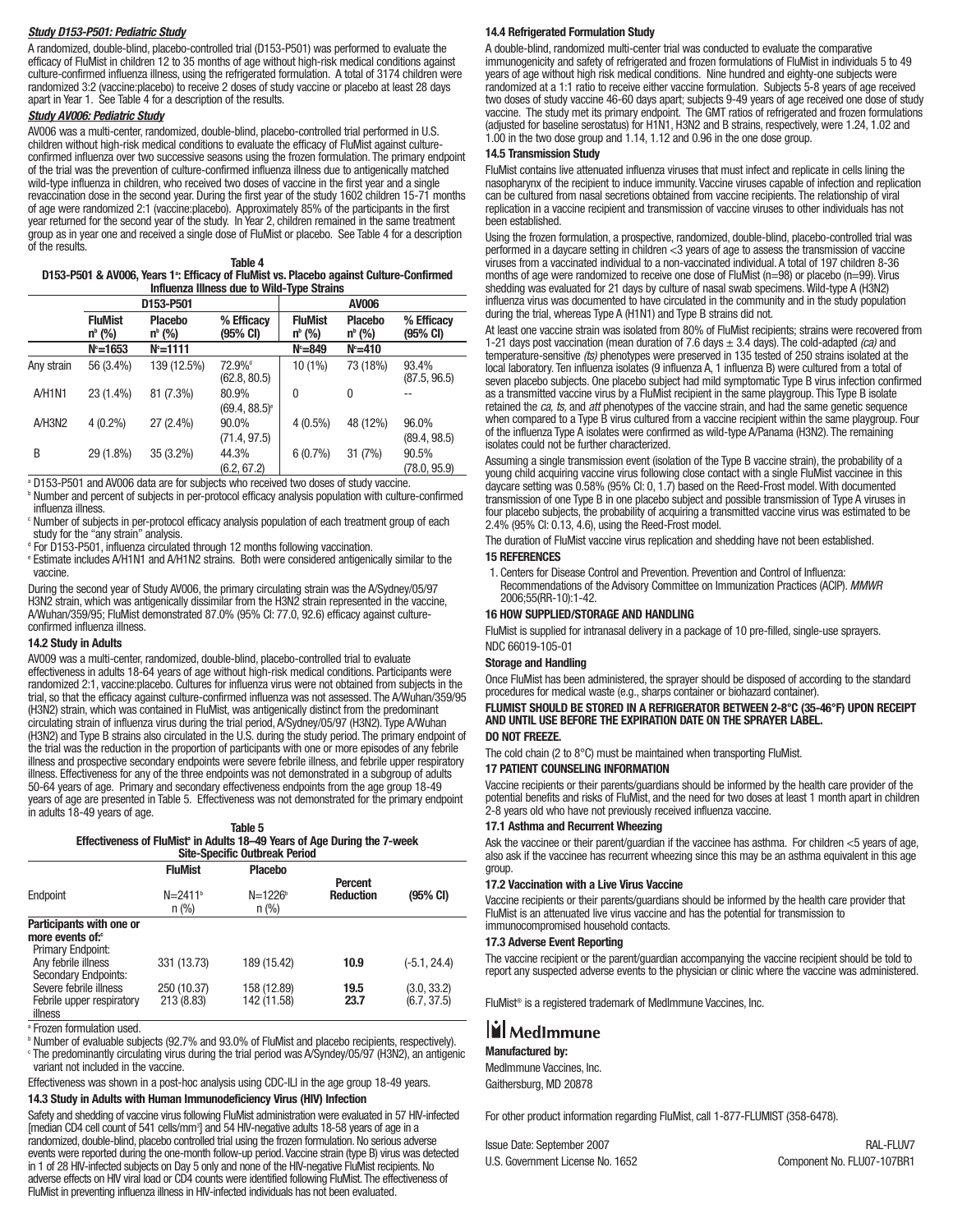***Study D153-P501: Pediatric Study***

A randomized, double-blind, placebo-controlled trial (D153-P501) was performed to evaluate the efficacy of FluMist in children 12 to 35 months of age without high-risk medical conditions against culture-confirmed influenza illness, using the refrigerated formulation. A total of 3174 children were randomized 3:2 (vaccine:placebo) to receive 2 doses of study vaccine or placebo at least 28 days apart in Year 1. See Table 4 for a description of the results.

***Study AV006: Pediatric Study***

AV006 was a multi-center, randomized, double-blind, placebo-controlled trial performed in U.S. children without high-risk medical conditions to evaluate the efficacy of FluMist against culture-confirmed influenza over two successive seasons using the frozen formulation. The primary endpoint of the trial was the prevention of culture-confirmed influenza illness due to antigenically matched wild-type influenza in children, who received two doses of vaccine in the first year and a single revaccination dose in the second year. During the first year of the study 1602 children 15-71 months of age were randomized 2:1 (vaccine:placebo). Approximately 85% of the participants in the first year returned for the second year of the study. In Year 2, children remained in the same treatment group as in year one and received a single dose of FluMist or placebo. See Table 4 for a description of the results.

**Table 4**
**D153-P501 & AV006, Years 1[a]: Efficacy of FluMist vs. Placebo against Culture-Confirmed Influenza Illness due to Wild-Type Strains**

| | D153-P501 | | | AV006 | | |
|---|---|---|---|---|---|---|
| | FluMist n[b] (%) | Placebo n[b] (%) | % Efficacy (95% CI) | FluMist n[b] (%) | Placebo n[b] (%) | % Efficacy (95% CI) |
| | N[c]=1653 | N[c]=1111 | | N[c]=849 | N[c]=410 | |
| Any strain | 56 (3.4%) | 139 (12.5%) | 72.9%[d] (62.8, 80.5) | 10 (1%) | 73 (18%) | 93.4% (87.5, 96.5) |
| A/H1N1 | 23 (1.4%) | 81 (7.3%) | 80.9% (69.4, 88.5)[e] | 0 | 0 | -- |
| A/H3N2 | 4 (0.2%) | 27 (2.4%) | 90.0% (71.4, 97.5) | 4 (0.5%) | 48 (12%) | 96.0% (89.4, 98.5) |
| B | 29 (1.8%) | 35 (3.2%) | 44.3% (6.2, 67.2) | 6 (0.7%) | 31 (7%) | 90.5% (78.0, 95.9) |

[a] D153-P501 and AV006 data are for subjects who received two doses of study vaccine.
[b] Number and percent of subjects in per-protocol efficacy analysis population with culture-confirmed influenza illness.
[c] Number of subjects in per-protocol efficacy analysis population of each treatment group of each study for the "any strain" analysis.
[d] For D153-P501, influenza circulated through 12 months following vaccination.
[e] Estimate includes A/H1N1 and A/H1N2 strains. Both were considered antigenically similar to the vaccine.

During the second year of Study AV006, the primary circulating strain was the A/Sydney/05/97 H3N2 strain, which was antigenically dissimilar from the H3N2 strain represented in the vaccine, A/Wuhan/359/95; FluMist demonstrated 87.0% (95% CI: 77.0, 92.6) efficacy against culture-confirmed influenza illness.

### 14.2 Study in Adults

AV009 was a multi-center, randomized, double-blind, placebo-controlled trial to evaluate effectiveness in adults 18-64 years of age without high-risk medical conditions. Participants were randomized 2:1, vaccine:placebo. Cultures for influenza virus were not obtained from subjects in the trial, so that the efficacy against culture-confirmed influenza was not assessed. The A/Wuhan/359/95 (H3N2) strain, which was contained in FluMist, was antigenically distinct from the predominant circulating strain of influenza virus during the trial period, A/Sydney/05/97 (H3N2). Type A/Wuhan (H3N2) and Type B strains also circulated in the U.S. during the study period. The primary endpoint of the trial was the reduction in the proportion of participants with one or more episodes of any febrile illness and prospective secondary endpoints were severe febrile illness, and febrile upper respiratory illness. Effectiveness for any of the three endpoints was not demonstrated in a subgroup of adults 50-64 years of age. Primary and secondary effectiveness endpoints from the age group 18-49 years of age are presented in Table 5. Effectiveness was not demonstrated for the primary endpoint in adults 18-49 years of age.

**Table 5**
**Effectiveness of FluMist[a] in Adults 18–49 Years of Age During the 7-week Site-Specific Outbreak Period**

| Endpoint | FluMist N=2411[b] n (%) | Placebo N=1226[b] n (%) | Percent Reduction | (95% CI) |
|---|---|---|---|---|
| **Participants with one or more events of:**[c] | | | | |
| Primary Endpoint: | | | | |
| Any febrile illness | 331 (13.73) | 189 (15.42) | **10.9** | (-5.1, 24.4) |
| Secondary Endpoints: | | | | |
| Severe febrile illness | 250 (10.37) | 158 (12.89) | **19.5** | (3.0, 33.2) |
| Febrile upper respiratory illness | 213 (8.83) | 142 (11.58) | **23.7** | (6.7, 37.5) |

[a] Frozen formulation used.
[b] Number of evaluable subjects (92.7% and 93.0% of FluMist and placebo recipients, respectively).
[c] The predominantly circulating virus during the trial period was A/Syndey/05/97 (H3N2), an antigenic variant not included in the vaccine.

Effectiveness was shown in a post-hoc analysis using CDC-ILI in the age group 18-49 years.

### 14.3 Study in Adults with Human Immunodeficiency Virus (HIV) Infection

Safety and shedding of vaccine virus following FluMist administration were evaluated in 57 HIV-infected [median CD4 cell count of 541 cells/mm$^3$] and 54 HIV-negative adults 18-58 years of age in a randomized, double-blind, placebo controlled trial using the frozen formulation. No serious adverse events were reported during the one-month follow-up period. Vaccine strain (type B) virus was detected in 1 of 28 HIV-infected subjects on Day 5 only and none of the HIV-negative FluMist recipients. No adverse effects on HIV viral load or CD4 counts were identified following FluMist. The effectiveness of FluMist in preventing influenza illness in HIV-infected individuals has not been evaluated.

### 14.4 Refrigerated Formulation Study

A double-blind, randomized multi-center trial was conducted to evaluate the comparative immunogenicity and safety of refrigerated and frozen formulations of FluMist in individuals 5 to 49 years of age without high risk medical conditions. Nine hundred and eighty-one subjects were randomized at a 1:1 ratio to receive either vaccine formulation. Subjects 5-8 years of age received two doses of study vaccine 46-60 days apart; subjects 9-49 years of age received one dose of study vaccine. The study met its primary endpoint. The GMT ratios of refrigerated and frozen formulations (adjusted for baseline serostatus) for H1N1, H3N2 and B strains, respectively, were 1.24, 1.02 and 1.00 in the two dose group and 1.14, 1.12 and 0.96 in the one dose group.

### 14.5 Transmission Study

FluMist contains live attenuated influenza viruses that must infect and replicate in cells lining the nasopharynx of the recipient to induce immunity. Vaccine viruses capable of infection and replication can be cultured from nasal secretions obtained from vaccine recipients. The relationship of viral replication in a vaccine recipient and transmission of vaccine viruses to other individuals has not been established.

Using the frozen formulation, a prospective, randomized, double-blind, placebo-controlled trial was performed in a daycare setting in children <3 years of age to assess the transmission of vaccine viruses from a vaccinated individual to a non-vaccinated individual. A total of 197 children 8-36 months of age were randomized to receive one dose of FluMist (n=98) or placebo (n=99). Virus shedding was evaluated for 21 days by culture of nasal swab specimens. Wild-type A (H3N2) influenza virus was documented to have circulated in the community and in the study population during the trial, whereas Type A (H1N1) and Type B strains did not.

At least one vaccine strain was isolated from 80% of FluMist recipients; strains were recovered from 1-21 days post vaccination (mean duration of 7.6 days ± 3.4 days). The cold-adapted *(ca)* and temperature-sensitive *(ts)* phenotypes were preserved in 135 tested of 250 strains isolated at the local laboratory. Ten influenza isolates (9 influenza A, 1 influenza B) were cultured from a total of seven placebo subjects. One placebo subject had mild symptomatic Type B virus infection confirmed as a transmitted vaccine virus by a FluMist recipient in the same playgroup. This Type B isolate retained the *ca, ts,* and *att* phenotypes of the vaccine strain, and had the same genetic sequence when compared to a Type B virus cultured from a vaccine recipient within the same playgroup. Four of the influenza Type A isolates were confirmed as wild-type A/Panama (H3N2). The remaining isolates could not be further characterized.

Assuming a single transmission event (isolation of the Type B vaccine strain), the probability of a young child acquiring vaccine virus following close contact with a single FluMist vaccinee in this daycare setting was 0.58% (95% CI: 0, 1.7) based on the Reed-Frost model. With documented transmission of one Type B in one placebo subject and possible transmission of Type A viruses in four placebo subjects, the probability of acquiring a transmitted vaccine virus was estimated to be 2.4% (95% CI: 0.13, 4.6), using the Reed-Frost model.

The duration of FluMist vaccine virus replication and shedding have not been established.

## 15 REFERENCES

1. Centers for Disease Control and Prevention. Prevention and Control of Influenza: Recommendations of the Advisory Committee on Immunization Practices (ACIP). *MMWR* 2006;55(RR-10):1-42.

## 16 HOW SUPPLIED/STORAGE AND HANDLING

FluMist is supplied for intranasal delivery in a package of 10 pre-filled, single-use sprayers.

NDC 66019-105-01

### Storage and Handling

Once FluMist has been administered, the sprayer should be disposed of according to the standard procedures for medical waste (e.g., sharps container or biohazard container).

**FLUMIST SHOULD BE STORED IN A REFRIGERATOR BETWEEN 2-8°C (35-46°F) UPON RECEIPT AND UNTIL USE BEFORE THE EXPIRATION DATE ON THE SPRAYER LABEL.**

**DO NOT FREEZE.**

The cold chain (2 to 8°C) must be maintained when transporting FluMist.

## 17 PATIENT COUNSELING INFORMATION

Vaccine recipients or their parents/guardians should be informed by the health care provider of the potential benefits and risks of FluMist, and the need for two doses at least 1 month apart in children 2-8 years old who have not previously received influenza vaccine.

### 17.1 Asthma and Recurrent Wheezing

Ask the vaccinee or their parent/guardian if the vaccinee has asthma. For children <5 years of age, also ask if the vaccinee has recurrent wheezing since this may be an asthma equivalent in this age group.

### 17.2 Vaccination with a Live Virus Vaccine

Vaccine recipients or their parents/guardians should be informed by the health care provider that FluMist is an attenuated live virus vaccine and has the potential for transmission to immunocompromised household contacts.

### 17.3 Adverse Event Reporting

The vaccine recipient or the parent/guardian accompanying the vaccine recipient should be told to report any suspected adverse events to the physician or clinic where the vaccine was administered.

FluMist® is a registered trademark of MedImmune Vaccines, Inc.

MedImmune

**Manufactured by:**

MedImmune Vaccines, Inc.
Gaithersburg, MD 20878

For other product information regarding FluMist, call 1-877-FLUMIST (358-6478).

Issue Date: September 2007 RAL-FLUV7
U.S. Government License No. 1652 Component No. FLU07-107BR1